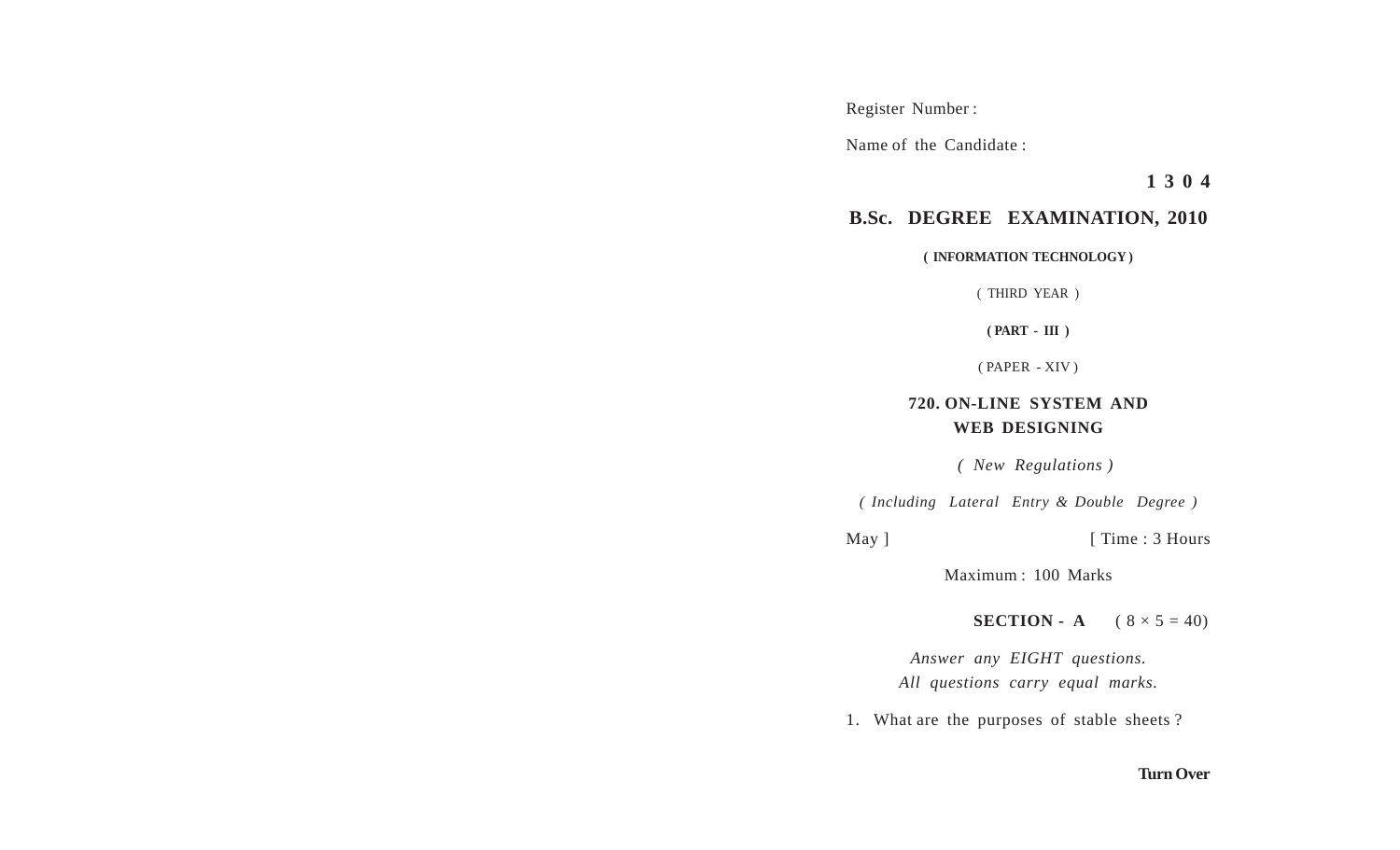Register Number :

Name of the Candidate :

**1 3 0 4**

## B.Sc. DEGREE EXAMINATION, 2010

**( INFORMATION TECHNOLOGY )**

( THIRD YEAR )

**( PART - III )**

( PAPER - XIV )

### 720. ON-LINE SYSTEM AND WEB DESIGNING

*( New Regulations )*

*( Including Lateral Entry & Double Degree )*

May ] [ Time : 3 Hours

Maximum : 100 Marks

**SECTION - A** ( 8 × 5 = 40)

*Answer any EIGHT questions.*
*All questions carry equal marks.*

1. What are the purposes of stable sheets ?

**Turn Over**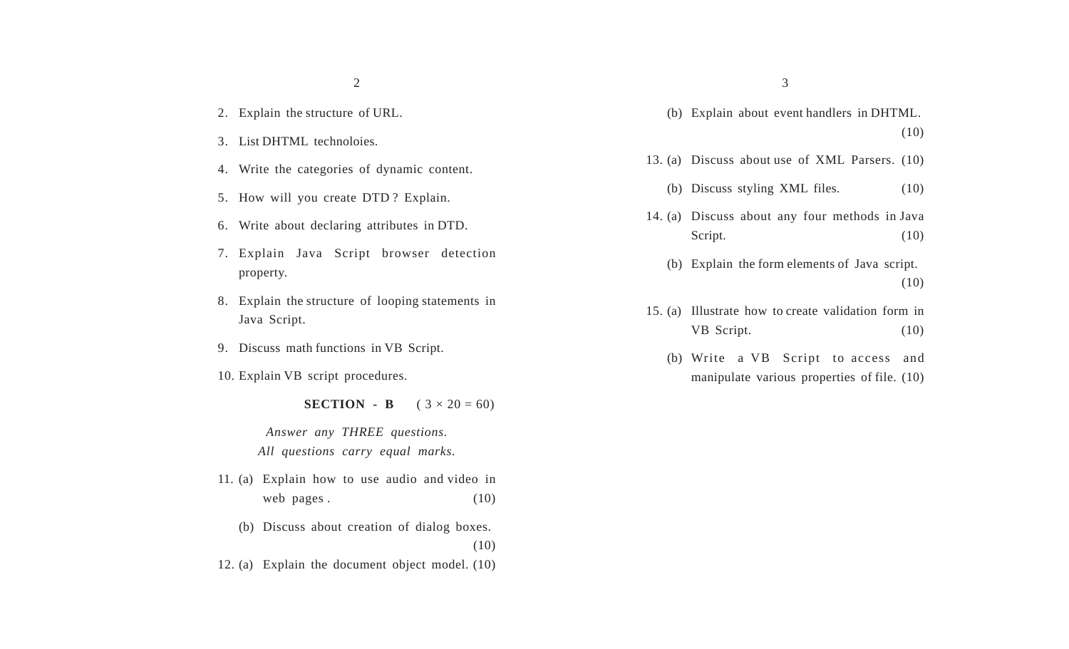2. Explain the structure of URL.

3. List DHTML technoloies.

4. Write the categories of dynamic content.

5. How will you create DTD ? Explain.

6. Write about declaring attributes in DTD.

7. Explain Java Script browser detection property.

8. Explain the structure of looping statements in Java Script.

9. Discuss math functions in VB Script.

10. Explain VB script procedures.

**SECTION - B** ( 3 × 20 = 60)

*Answer any THREE questions.*
*All questions carry equal marks.*

11. (a) Explain how to use audio and video in web pages . (10)

    (b) Discuss about creation of dialog boxes. (10)

12. (a) Explain the document object model. (10)

    (b) Explain about event handlers in DHTML. (10)

13. (a) Discuss about use of XML Parsers. (10)

    (b) Discuss styling XML files. (10)

14. (a) Discuss about any four methods in Java Script. (10)

    (b) Explain the form elements of Java script. (10)

15. (a) Illustrate how to create validation form in VB Script. (10)

    (b) Write a VB Script to access and manipulate various properties of file. (10)